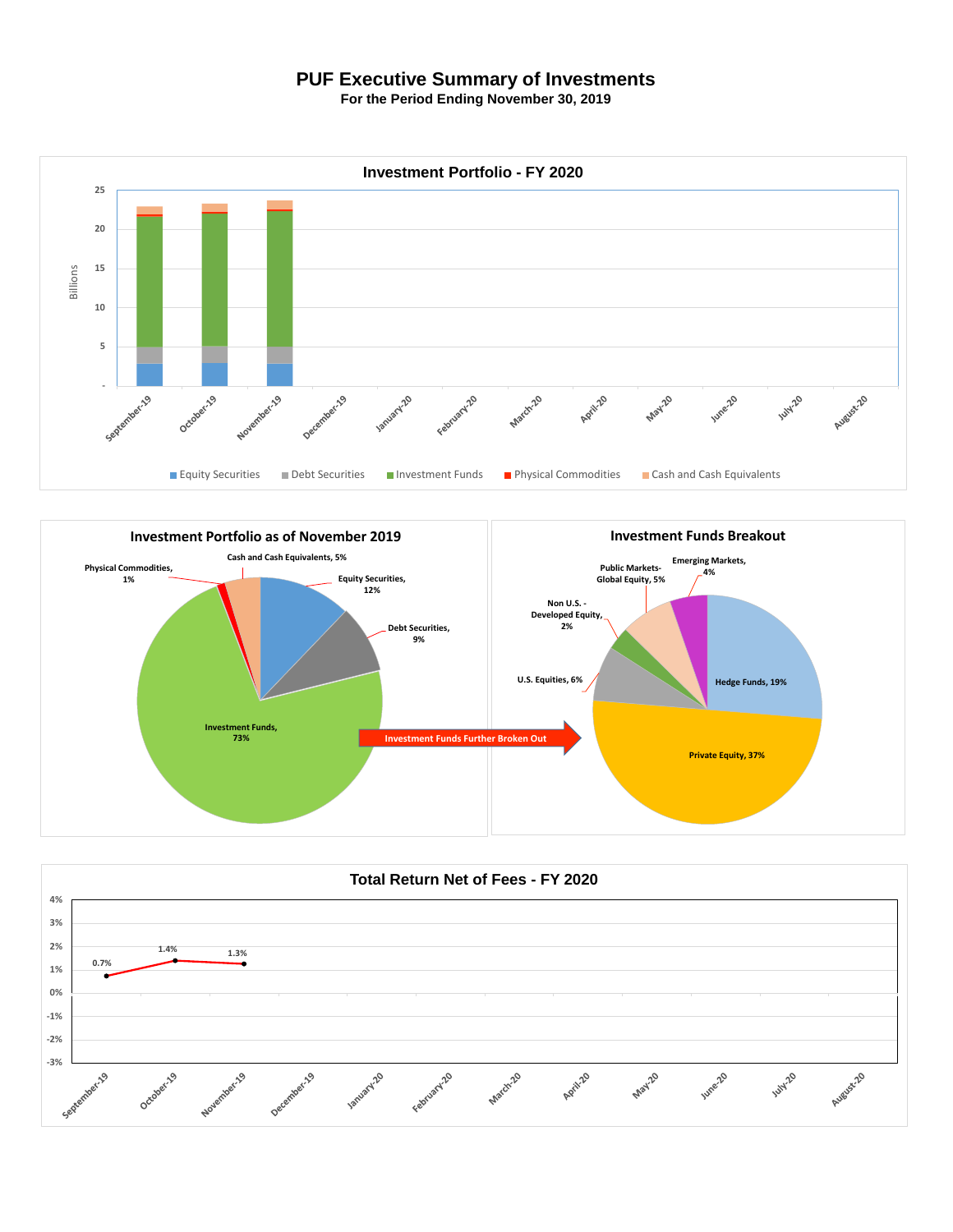# PUF Executive Summary of Investments

**For the Period Ending November 30, 2019**

## Investment Portfolio - FY 2020

Billions

25
20
15
10
5
-

September-19, October-19, November-19, December-19, January-20, February-20, March-20, April-20, May-20, June-20, July-20, August-20

Equity Securities | Debt Securities | Investment Funds | Physical Commodities | Cash and Cash Equivalents

## Investment Portfolio as of November 2019

- Cash and Cash Equivalents, 5%
- Physical Commodities, 1%
- Equity Securities, 12%
- Debt Securities, 9%
- Investment Funds, 73%

Investment Funds Further Broken Out

## Investment Funds Breakout

- Emerging Markets, 4%
- Public Markets-Global Equity, 5%
- Non U.S. - Developed Equity, 2%
- U.S. Equities, 6%
- Hedge Funds, 19%
- Private Equity, 37%

## Total Return Net of Fees - FY 2020

4%
3%
2%
1%
0%
-1%
-2%
-3%

| September-19 | October-19 | November-19 | December-19 | January-20 | February-20 | March-20 | April-20 | May-20 | June-20 | July-20 | August-20 |
|---|---|---|---|---|---|---|---|---|---|---|---|
| 0.7% | 1.4% | 1.3% | | | | | | | | | |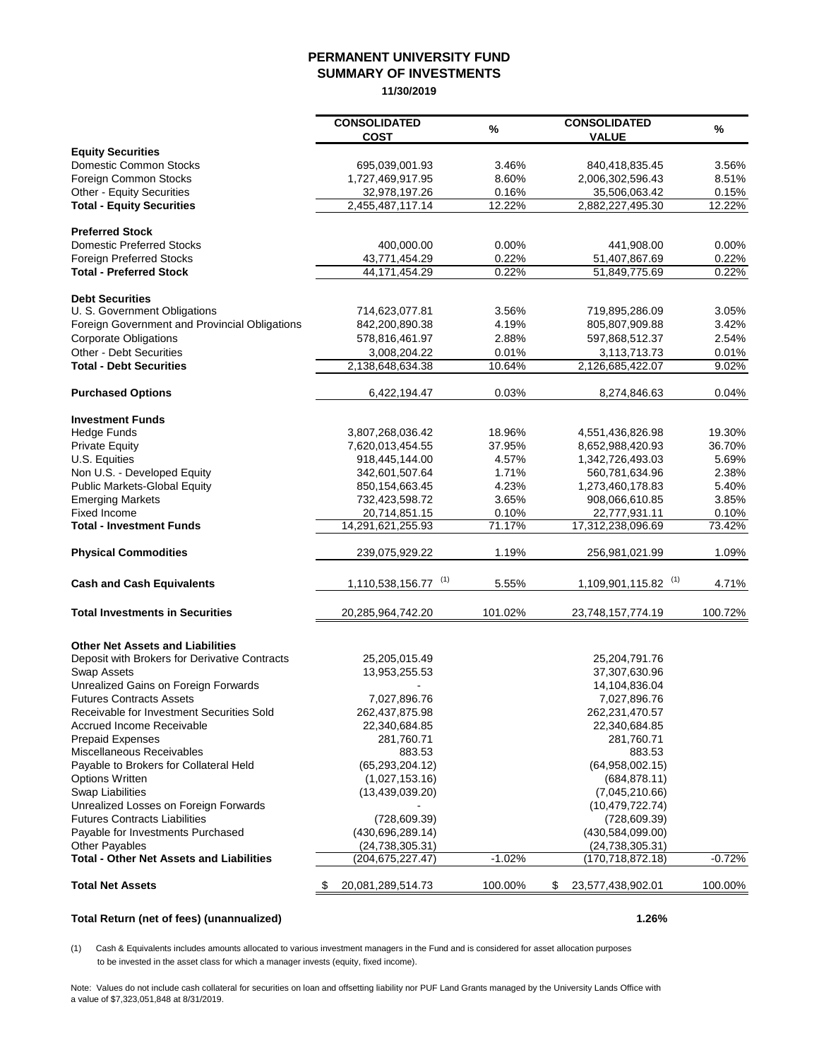# PERMANENT UNIVERSITY FUND
## SUMMARY OF INVESTMENTS
**11/30/2019**

| | CONSOLIDATED COST | % | CONSOLIDATED VALUE | % |
|---|---|---|---|---|
| **Equity Securities** | | | | |
| Domestic Common Stocks | 695,039,001.93 | 3.46% | 840,418,835.45 | 3.56% |
| Foreign Common Stocks | 1,727,469,917.95 | 8.60% | 2,006,302,596.43 | 8.51% |
| Other - Equity Securities | 32,978,197.26 | 0.16% | 35,506,063.42 | 0.15% |
| **Total - Equity Securities** | 2,455,487,117.14 | 12.22% | 2,882,227,495.30 | 12.22% |
| **Preferred Stock** | | | | |
| Domestic Preferred Stocks | 400,000.00 | 0.00% | 441,908.00 | 0.00% |
| Foreign Preferred Stocks | 43,771,454.29 | 0.22% | 51,407,867.69 | 0.22% |
| **Total - Preferred Stock** | 44,171,454.29 | 0.22% | 51,849,775.69 | 0.22% |
| **Debt Securities** | | | | |
| U. S. Government Obligations | 714,623,077.81 | 3.56% | 719,895,286.09 | 3.05% |
| Foreign Government and Provincial Obligations | 842,200,890.38 | 4.19% | 805,807,909.88 | 3.42% |
| Corporate Obligations | 578,816,461.97 | 2.88% | 597,868,512.37 | 2.54% |
| Other - Debt Securities | 3,008,204.22 | 0.01% | 3,113,713.73 | 0.01% |
| **Total - Debt Securities** | 2,138,648,634.38 | 10.64% | 2,126,685,422.07 | 9.02% |
| **Purchased Options** | 6,422,194.47 | 0.03% | 8,274,846.63 | 0.04% |
| **Investment Funds** | | | | |
| Hedge Funds | 3,807,268,036.42 | 18.96% | 4,551,436,826.98 | 19.30% |
| Private Equity | 7,620,013,454.55 | 37.95% | 8,652,988,420.93 | 36.70% |
| U.S. Equities | 918,445,144.00 | 4.57% | 1,342,726,493.03 | 5.69% |
| Non U.S. - Developed Equity | 342,601,507.64 | 1.71% | 560,781,634.96 | 2.38% |
| Public Markets-Global Equity | 850,154,663.45 | 4.23% | 1,273,460,178.83 | 5.40% |
| Emerging Markets | 732,423,598.72 | 3.65% | 908,066,610.85 | 3.85% |
| Fixed Income | 20,714,851.15 | 0.10% | 22,777,931.11 | 0.10% |
| **Total - Investment Funds** | 14,291,621,255.93 | 71.17% | 17,312,238,096.69 | 73.42% |
| **Physical Commodities** | 239,075,929.22 | 1.19% | 256,981,021.99 | 1.09% |
| **Cash and Cash Equivalents** | 1,110,538,156.77 (1) | 5.55% | 1,109,901,115.82 (1) | 4.71% |
| **Total Investments in Securities** | 20,285,964,742.20 | 101.02% | 23,748,157,774.19 | 100.72% |
| **Other Net Assets and Liabilities** | | | | |
| Deposit with Brokers for Derivative Contracts | 25,205,015.49 | | 25,204,791.76 | |
| Swap Assets | 13,953,255.53 | | 37,307,630.96 | |
| Unrealized Gains on Foreign Forwards | - | | 14,104,836.04 | |
| Futures Contracts Assets | 7,027,896.76 | | 7,027,896.76 | |
| Receivable for Investment Securities Sold | 262,437,875.98 | | 262,231,470.57 | |
| Accrued Income Receivable | 22,340,684.85 | | 22,340,684.85 | |
| Prepaid Expenses | 281,760.71 | | 281,760.71 | |
| Miscellaneous Receivables | 883.53 | | 883.53 | |
| Payable to Brokers for Collateral Held | (65,293,204.12) | | (64,958,002.15) | |
| Options Written | (1,027,153.16) | | (684,878.11) | |
| Swap Liabilities | (13,439,039.20) | | (7,045,210.66) | |
| Unrealized Losses on Foreign Forwards | - | | (10,479,722.74) | |
| Futures Contracts Liabilities | (728,609.39) | | (728,609.39) | |
| Payable for Investments Purchased | (430,696,289.14) | | (430,584,099.00) | |
| Other Payables | (24,738,305.31) | | (24,738,305.31) | |
| **Total - Other Net Assets and Liabilities** | (204,675,227.47) | -1.02% | (170,718,872.18) | -0.72% |
| **Total Net Assets** | $ 20,081,289,514.73 | 100.00% | $ 23,577,438,902.01 | 100.00% |

**Total Return (net of fees) (unannualized)** **1.26%**

(1) Cash & Equivalents includes amounts allocated to various investment managers in the Fund and is considered for asset allocation purposes to be invested in the asset class for which a manager invests (equity, fixed income).

Note: Values do not include cash collateral for securities on loan and offsetting liability nor PUF Land Grants managed by the University Lands Office with a value of $7,323,051,848 at 8/31/2019.